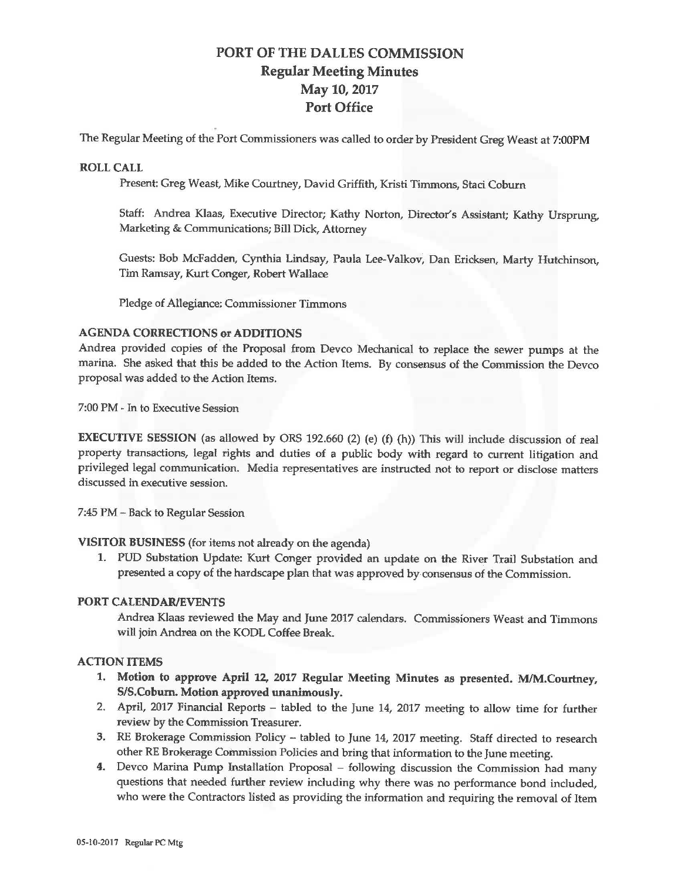# PORT OF THE DALLES COMMISSION
## Regular Meeting Minutes
## May 10, 2017
## Port Office

The Regular Meeting of the Port Commissioners was called to order by President Greg Weast at 7:00PM

### ROLL CALL

Present: Greg Weast, Mike Courtney, David Griffith, Kristi Timmons, Staci Coburn

Staff: Andrea Klaas, Executive Director; Kathy Norton, Director's Assistant; Kathy Ursprung, Marketing & Communications; Bill Dick, Attorney

Guests: Bob McFadden, Cynthia Lindsay, Paula Lee-Valkov, Dan Ericksen, Marty Hutchinson, Tim Ramsay, Kurt Conger, Robert Wallace

Pledge of Allegiance: Commissioner Timmons

### AGENDA CORRECTIONS or ADDITIONS

Andrea provided copies of the Proposal from Devco Mechanical to replace the sewer pumps at the marina. She asked that this be added to the Action Items. By consensus of the Commission the Devco proposal was added to the Action Items.

7:00 PM - In to Executive Session

**EXECUTIVE SESSION** (as allowed by ORS 192.660 (2) (e) (f) (h)) This will include discussion of real property transactions, legal rights and duties of a public body with regard to current litigation and privileged legal communication. Media representatives are instructed not to report or disclose matters discussed in executive session.

7:45 PM – Back to Regular Session

**VISITOR BUSINESS** (for items not already on the agenda)

1. PUD Substation Update: Kurt Conger provided an update on the River Trail Substation and presented a copy of the hardscape plan that was approved by consensus of the Commission.

### PORT CALENDAR/EVENTS

Andrea Klaas reviewed the May and June 2017 calendars. Commissioners Weast and Timmons will join Andrea on the KODL Coffee Break.

### ACTION ITEMS

1. **Motion to approve April 12, 2017 Regular Meeting Minutes as presented. M/M.Courtney, S/S.Coburn. Motion approved unanimously.**
2. April, 2017 Financial Reports – tabled to the June 14, 2017 meeting to allow time for further review by the Commission Treasurer.
3. RE Brokerage Commission Policy – tabled to June 14, 2017 meeting. Staff directed to research other RE Brokerage Commission Policies and bring that information to the June meeting.
4. Devco Marina Pump Installation Proposal – following discussion the Commission had many questions that needed further review including why there was no performance bond included, who were the Contractors listed as providing the information and requiring the removal of Item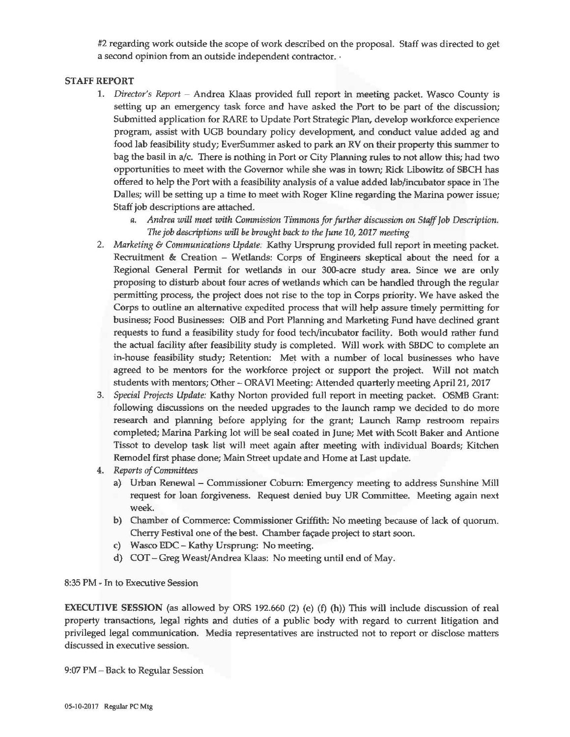#2 regarding work outside the scope of work described on the proposal. Staff was directed to get a second opinion from an outside independent contractor.

**STAFF REPORT**

1. *Director's Report* – Andrea Klaas provided full report in meeting packet. Wasco County is setting up an emergency task force and have asked the Port to be part of the discussion; Submitted application for RARE to Update Port Strategic Plan, develop workforce experience program, assist with UGB boundary policy development, and conduct value added ag and food lab feasibility study; EverSummer asked to park an RV on their property this summer to bag the basil in a/c. There is nothing in Port or City Planning rules to not allow this; had two opportunities to meet with the Governor while she was in town; Rick Libowitz of SBCH has offered to help the Port with a feasibility analysis of a value added lab/incubator space in The Dalles; will be setting up a time to meet with Roger Kline regarding the Marina power issue; Staff job descriptions are attached.
   a. *Andrea will meet with Commission Timmons for further discussion on Staff Job Description. The job descriptions will be brought back to the June 10, 2017 meeting*
2. *Marketing & Communications Update.* Kathy Ursprung provided full report in meeting packet. Recruitment & Creation – Wetlands: Corps of Engineers skeptical about the need for a Regional General Permit for wetlands in our 300-acre study area. Since we are only proposing to disturb about four acres of wetlands which can be handled through the regular permitting process, the project does not rise to the top in Corps priority. We have asked the Corps to outline an alternative expedited process that will help assure timely permitting for business; Food Businesses: OIB and Port Planning and Marketing Fund have declined grant requests to fund a feasibility study for food tech/incubator facility. Both would rather fund the actual facility after feasibility study is completed. Will work with SBDC to complete an in-house feasibility study; Retention: Met with a number of local businesses who have agreed to be mentors for the workforce project or support the project. Will not match students with mentors; Other – ORAVI Meeting: Attended quarterly meeting April 21, 2017
3. *Special Projects Update:* Kathy Norton provided full report in meeting packet. OSMB Grant: following discussions on the needed upgrades to the launch ramp we decided to do more research and planning before applying for the grant; Launch Ramp restroom repairs completed; Marina Parking lot will be seal coated in June; Met with Scott Baker and Antione Tissot to develop task list will meet again after meeting with individual Boards; Kitchen Remodel first phase done; Main Street update and Home at Last update.
4. *Reports of Committees*
   a) Urban Renewal – Commissioner Coburn: Emergency meeting to address Sunshine Mill request for loan forgiveness. Request denied buy UR Committee. Meeting again next week.
   b) Chamber of Commerce: Commissioner Griffith: No meeting because of lack of quorum. Cherry Festival one of the best. Chamber façade project to start soon.
   c) Wasco EDC – Kathy Ursprung: No meeting.
   d) COT – Greg Weast/Andrea Klaas: No meeting until end of May.

8:35 PM - In to Executive Session

**EXECUTIVE SESSION** (as allowed by ORS 192.660 (2) (e) (f) (h)) This will include discussion of real property transactions, legal rights and duties of a public body with regard to current litigation and privileged legal communication. Media representatives are instructed not to report or disclose matters discussed in executive session.

9:07 PM – Back to Regular Session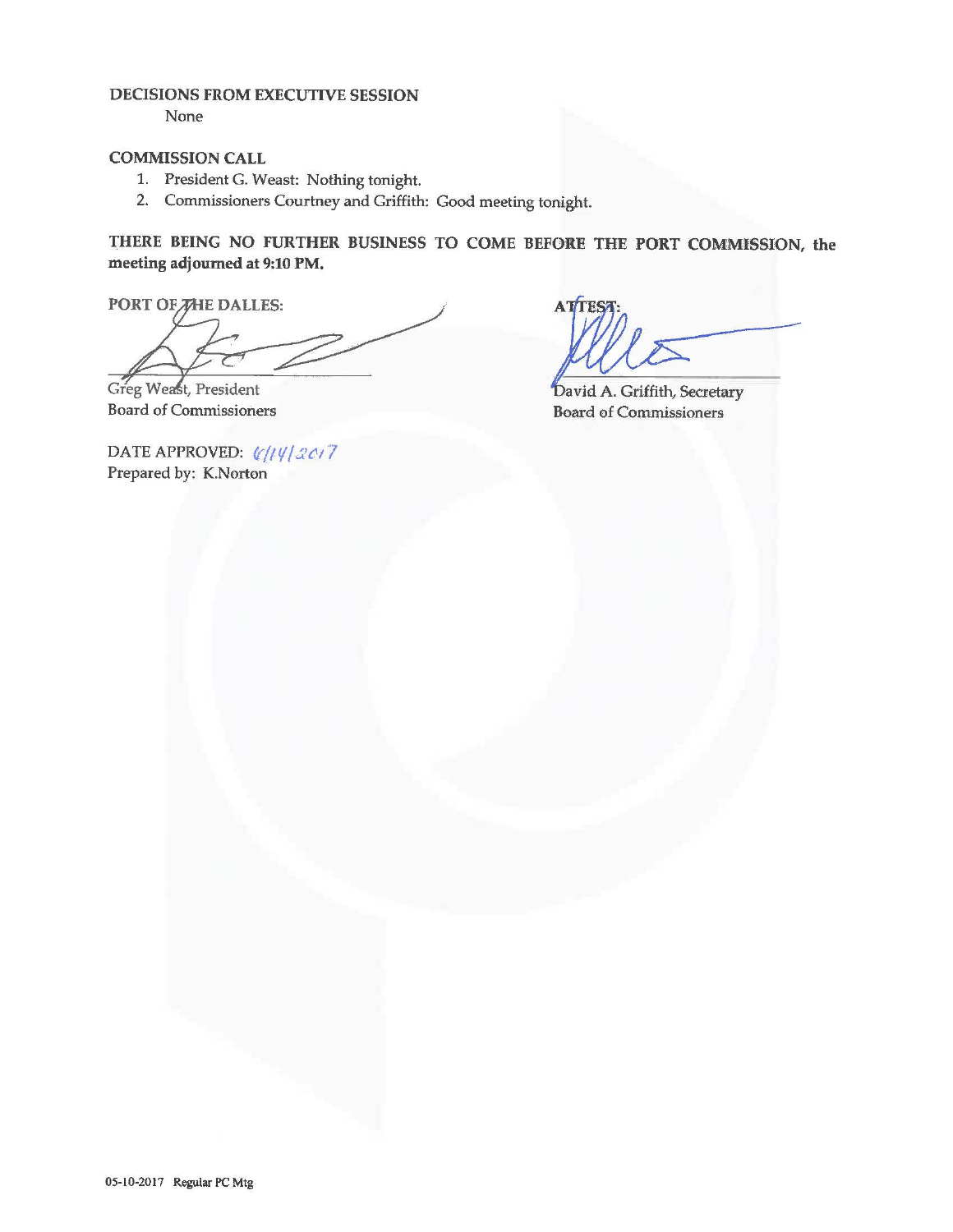**DECISIONS FROM EXECUTIVE SESSION**

None

**COMMISSION CALL**

1. President G. Weast: Nothing tonight.
2. Commissioners Courtney and Griffith: Good meeting tonight.

**THERE BEING NO FURTHER BUSINESS TO COME BEFORE THE PORT COMMISSION, the meeting adjourned at 9:10 PM.**

PORT OF THE DALLES:

Greg Weast, President
Board of Commissioners

ATTEST:

David A. Griffith, Secretary
Board of Commissioners

DATE APPROVED: 6/14/2017
Prepared by: K.Norton

05-10-2017 Regular PC Mtg